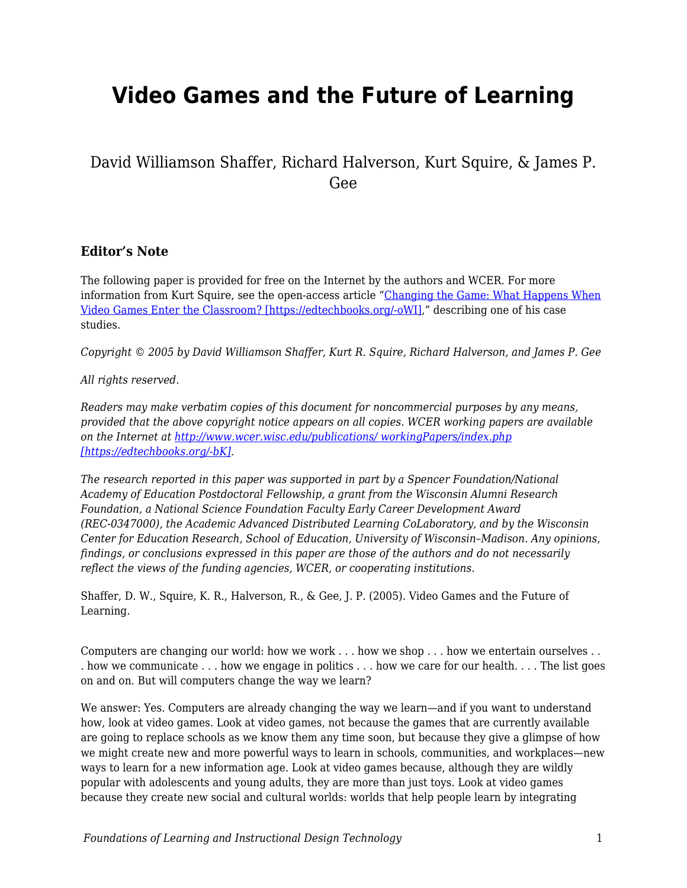# Video Games and the Future of Learning

David Williamson Shaffer, Richard Halverson, Kurt Squire, & James P. Gee

### Editor's Note

The following paper is provided for free on the Internet by the authors and WCER. For more information from Kurt Squire, see the open-access article "[Changing the Game: What Happens When Video Games Enter the Classroom? [https://edtechbooks.org/-oWI]](https://edtechbooks.org/-oWI)," describing one of his case studies.

*Copyright © 2005 by David Williamson Shaffer, Kurt R. Squire, Richard Halverson, and James P. Gee*

*All rights reserved.*

*Readers may make verbatim copies of this document for noncommercial purposes by any means, provided that the above copyright notice appears on all copies. WCER working papers are available on the Internet at [http://www.wcer.wisc.edu/publications/ workingPapers/index.php [https://edtechbooks.org/-bK]](https://edtechbooks.org/-bK).*

*The research reported in this paper was supported in part by a Spencer Foundation/National Academy of Education Postdoctoral Fellowship, a grant from the Wisconsin Alumni Research Foundation, a National Science Foundation Faculty Early Career Development Award (REC-0347000), the Academic Advanced Distributed Learning CoLaboratory, and by the Wisconsin Center for Education Research, School of Education, University of Wisconsin–Madison. Any opinions, findings, or conclusions expressed in this paper are those of the authors and do not necessarily reflect the views of the funding agencies, WCER, or cooperating institutions.*

Shaffer, D. W., Squire, K. R., Halverson, R., & Gee, J. P. (2005). Video Games and the Future of Learning.

Computers are changing our world: how we work . . . how we shop . . . how we entertain ourselves . . . how we communicate . . . how we engage in politics . . . how we care for our health. . . . The list goes on and on. But will computers change the way we learn?

We answer: Yes. Computers are already changing the way we learn—and if you want to understand how, look at video games. Look at video games, not because the games that are currently available are going to replace schools as we know them any time soon, but because they give a glimpse of how we might create new and more powerful ways to learn in schools, communities, and workplaces—new ways to learn for a new information age. Look at video games because, although they are wildly popular with adolescents and young adults, they are more than just toys. Look at video games because they create new social and cultural worlds: worlds that help people learn by integrating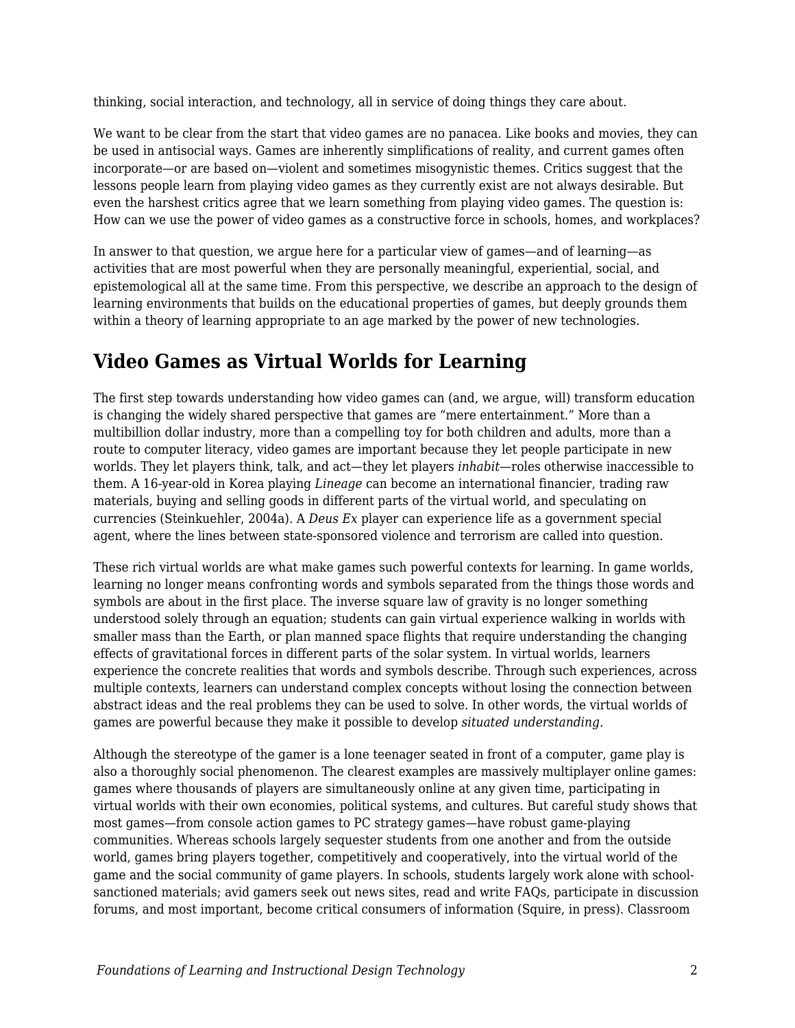thinking, social interaction, and technology, all in service of doing things they care about.

We want to be clear from the start that video games are no panacea. Like books and movies, they can be used in antisocial ways. Games are inherently simplifications of reality, and current games often incorporate—or are based on—violent and sometimes misogynistic themes. Critics suggest that the lessons people learn from playing video games as they currently exist are not always desirable. But even the harshest critics agree that we learn something from playing video games. The question is: How can we use the power of video games as a constructive force in schools, homes, and workplaces?

In answer to that question, we argue here for a particular view of games—and of learning—as activities that are most powerful when they are personally meaningful, experiential, social, and epistemological all at the same time. From this perspective, we describe an approach to the design of learning environments that builds on the educational properties of games, but deeply grounds them within a theory of learning appropriate to an age marked by the power of new technologies.

## Video Games as Virtual Worlds for Learning

The first step towards understanding how video games can (and, we argue, will) transform education is changing the widely shared perspective that games are "mere entertainment." More than a multibillion dollar industry, more than a compelling toy for both children and adults, more than a route to computer literacy, video games are important because they let people participate in new worlds. They let players think, talk, and act—they let players *inhabit*—roles otherwise inaccessible to them. A 16-year-old in Korea playing *Lineage* can become an international financier, trading raw materials, buying and selling goods in different parts of the virtual world, and speculating on currencies (Steinkuehler, 2004a). A *Deus Ex* player can experience life as a government special agent, where the lines between state-sponsored violence and terrorism are called into question.

These rich virtual worlds are what make games such powerful contexts for learning. In game worlds, learning no longer means confronting words and symbols separated from the things those words and symbols are about in the first place. The inverse square law of gravity is no longer something understood solely through an equation; students can gain virtual experience walking in worlds with smaller mass than the Earth, or plan manned space flights that require understanding the changing effects of gravitational forces in different parts of the solar system. In virtual worlds, learners experience the concrete realities that words and symbols describe. Through such experiences, across multiple contexts, learners can understand complex concepts without losing the connection between abstract ideas and the real problems they can be used to solve. In other words, the virtual worlds of games are powerful because they make it possible to develop *situated understanding*.

Although the stereotype of the gamer is a lone teenager seated in front of a computer, game play is also a thoroughly social phenomenon. The clearest examples are massively multiplayer online games: games where thousands of players are simultaneously online at any given time, participating in virtual worlds with their own economies, political systems, and cultures. But careful study shows that most games—from console action games to PC strategy games—have robust game-playing communities. Whereas schools largely sequester students from one another and from the outside world, games bring players together, competitively and cooperatively, into the virtual world of the game and the social community of game players. In schools, students largely work alone with school-sanctioned materials; avid gamers seek out news sites, read and write FAQs, participate in discussion forums, and most important, become critical consumers of information (Squire, in press). Classroom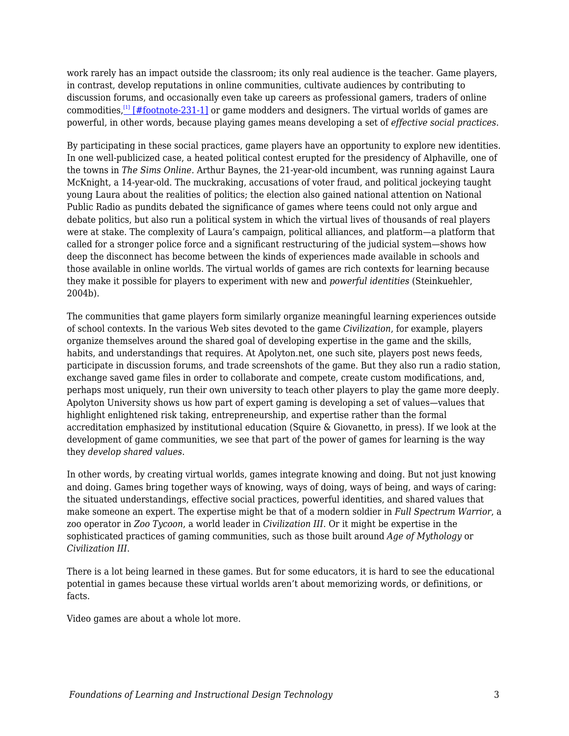work rarely has an impact outside the classroom; its only real audience is the teacher. Game players, in contrast, develop reputations in online communities, cultivate audiences by contributing to discussion forums, and occasionally even take up careers as professional gamers, traders of online commodities,[1] [#footnote-231-1] or game modders and designers. The virtual worlds of games are powerful, in other words, because playing games means developing a set of *effective social practices*.

By participating in these social practices, game players have an opportunity to explore new identities. In one well-publicized case, a heated political contest erupted for the presidency of Alphaville, one of the towns in *The Sims Online*. Arthur Baynes, the 21-year-old incumbent, was running against Laura McKnight, a 14-year-old. The muckraking, accusations of voter fraud, and political jockeying taught young Laura about the realities of politics; the election also gained national attention on National Public Radio as pundits debated the significance of games where teens could not only argue and debate politics, but also run a political system in which the virtual lives of thousands of real players were at stake. The complexity of Laura's campaign, political alliances, and platform—a platform that called for a stronger police force and a significant restructuring of the judicial system—shows how deep the disconnect has become between the kinds of experiences made available in schools and those available in online worlds. The virtual worlds of games are rich contexts for learning because they make it possible for players to experiment with new and *powerful identities* (Steinkuehler, 2004b).

The communities that game players form similarly organize meaningful learning experiences outside of school contexts. In the various Web sites devoted to the game *Civilization*, for example, players organize themselves around the shared goal of developing expertise in the game and the skills, habits, and understandings that requires. At Apolyton.net, one such site, players post news feeds, participate in discussion forums, and trade screenshots of the game. But they also run a radio station, exchange saved game files in order to collaborate and compete, create custom modifications, and, perhaps most uniquely, run their own university to teach other players to play the game more deeply. Apolyton University shows us how part of expert gaming is developing a set of values—values that highlight enlightened risk taking, entrepreneurship, and expertise rather than the formal accreditation emphasized by institutional education (Squire & Giovanetto, in press). If we look at the development of game communities, we see that part of the power of games for learning is the way they *develop shared values*.

In other words, by creating virtual worlds, games integrate knowing and doing. But not just knowing and doing. Games bring together ways of knowing, ways of doing, ways of being, and ways of caring: the situated understandings, effective social practices, powerful identities, and shared values that make someone an expert. The expertise might be that of a modern soldier in *Full Spectrum Warrior*, a zoo operator in *Zoo Tycoon*, a world leader in *Civilization III*. Or it might be expertise in the sophisticated practices of gaming communities, such as those built around *Age of Mythology* or *Civilization III*.

There is a lot being learned in these games. But for some educators, it is hard to see the educational potential in games because these virtual worlds aren't about memorizing words, or definitions, or facts.

Video games are about a whole lot more.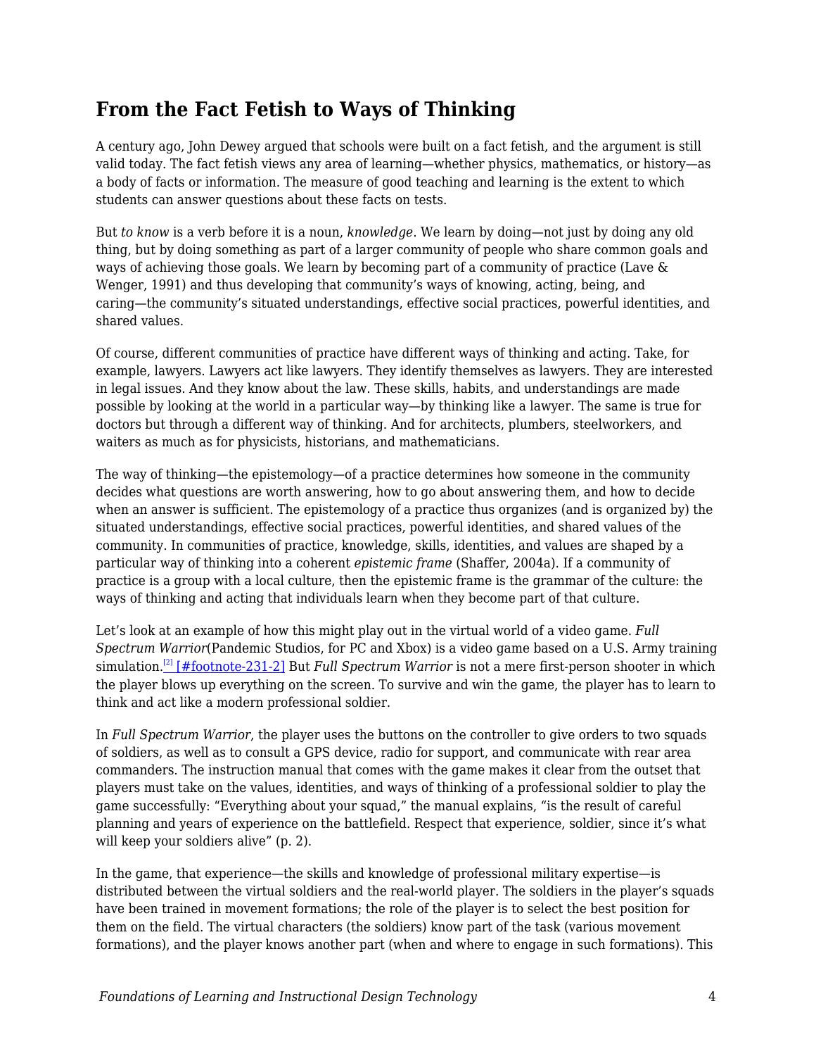## From the Fact Fetish to Ways of Thinking

A century ago, John Dewey argued that schools were built on a fact fetish, and the argument is still valid today. The fact fetish views any area of learning—whether physics, mathematics, or history—as a body of facts or information. The measure of good teaching and learning is the extent to which students can answer questions about these facts on tests.

But *to know* is a verb before it is a noun, *knowledge*. We learn by doing—not just by doing any old thing, but by doing something as part of a larger community of people who share common goals and ways of achieving those goals. We learn by becoming part of a community of practice (Lave & Wenger, 1991) and thus developing that community's ways of knowing, acting, being, and caring—the community's situated understandings, effective social practices, powerful identities, and shared values.

Of course, different communities of practice have different ways of thinking and acting. Take, for example, lawyers. Lawyers act like lawyers. They identify themselves as lawyers. They are interested in legal issues. And they know about the law. These skills, habits, and understandings are made possible by looking at the world in a particular way—by thinking like a lawyer. The same is true for doctors but through a different way of thinking. And for architects, plumbers, steelworkers, and waiters as much as for physicists, historians, and mathematicians.

The way of thinking—the epistemology—of a practice determines how someone in the community decides what questions are worth answering, how to go about answering them, and how to decide when an answer is sufficient. The epistemology of a practice thus organizes (and is organized by) the situated understandings, effective social practices, powerful identities, and shared values of the community. In communities of practice, knowledge, skills, identities, and values are shaped by a particular way of thinking into a coherent *epistemic frame* (Shaffer, 2004a). If a community of practice is a group with a local culture, then the epistemic frame is the grammar of the culture: the ways of thinking and acting that individuals learn when they become part of that culture.

Let's look at an example of how this might play out in the virtual world of a video game. *Full Spectrum Warrior*(Pandemic Studios, for PC and Xbox) is a video game based on a U.S. Army training simulation.[2] [#footnote-231-2] But *Full Spectrum Warrior* is not a mere first-person shooter in which the player blows up everything on the screen. To survive and win the game, the player has to learn to think and act like a modern professional soldier.

In *Full Spectrum Warrior*, the player uses the buttons on the controller to give orders to two squads of soldiers, as well as to consult a GPS device, radio for support, and communicate with rear area commanders. The instruction manual that comes with the game makes it clear from the outset that players must take on the values, identities, and ways of thinking of a professional soldier to play the game successfully: "Everything about your squad," the manual explains, "is the result of careful planning and years of experience on the battlefield. Respect that experience, soldier, since it's what will keep your soldiers alive" (p. 2).

In the game, that experience—the skills and knowledge of professional military expertise—is distributed between the virtual soldiers and the real-world player. The soldiers in the player's squads have been trained in movement formations; the role of the player is to select the best position for them on the field. The virtual characters (the soldiers) know part of the task (various movement formations), and the player knows another part (when and where to engage in such formations). This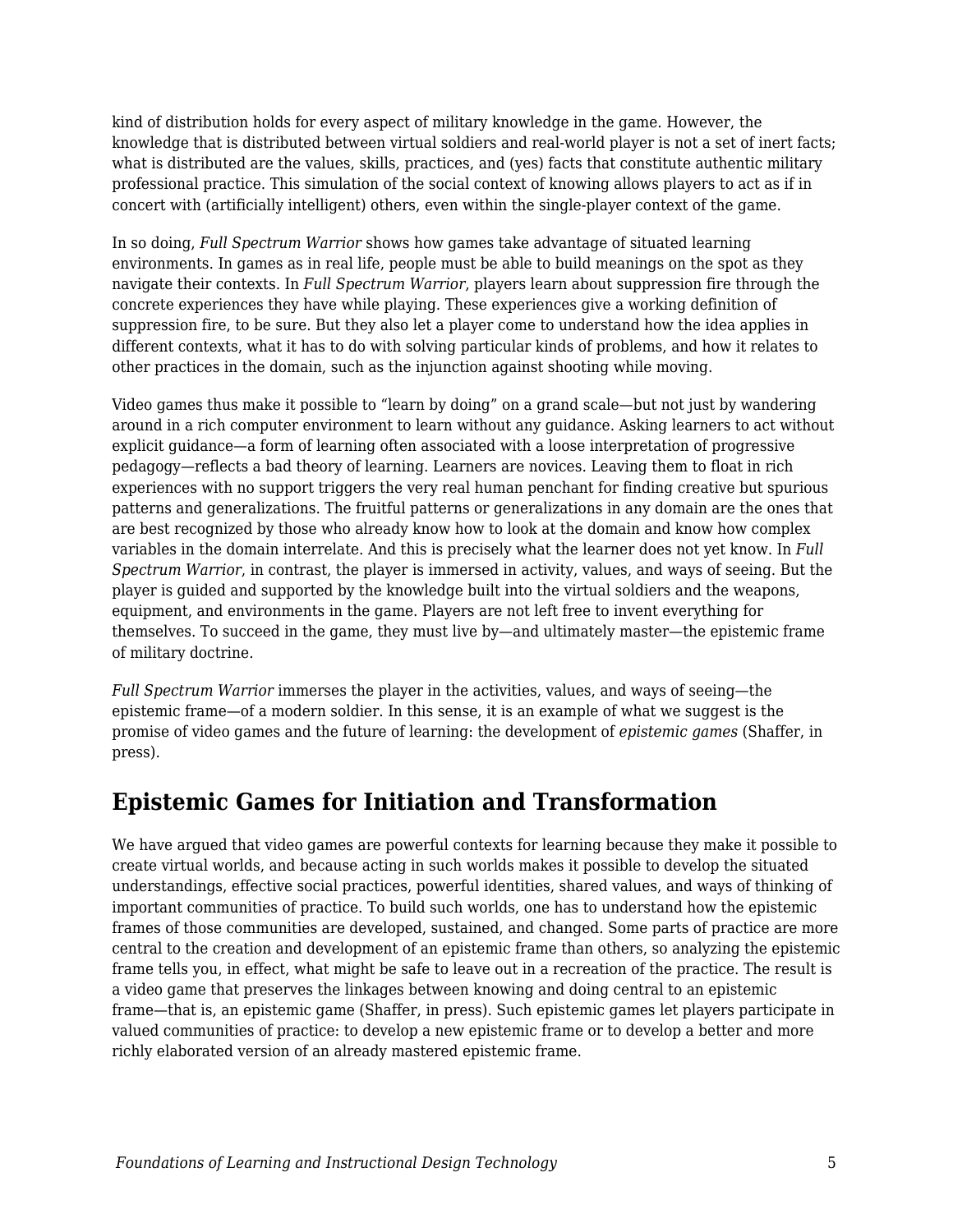kind of distribution holds for every aspect of military knowledge in the game. However, the knowledge that is distributed between virtual soldiers and real-world player is not a set of inert facts; what is distributed are the values, skills, practices, and (yes) facts that constitute authentic military professional practice. This simulation of the social context of knowing allows players to act as if in concert with (artificially intelligent) others, even within the single-player context of the game.

In so doing, *Full Spectrum Warrior* shows how games take advantage of situated learning environments. In games as in real life, people must be able to build meanings on the spot as they navigate their contexts. In *Full Spectrum Warrior*, players learn about suppression fire through the concrete experiences they have while playing. These experiences give a working definition of suppression fire, to be sure. But they also let a player come to understand how the idea applies in different contexts, what it has to do with solving particular kinds of problems, and how it relates to other practices in the domain, such as the injunction against shooting while moving.

Video games thus make it possible to "learn by doing" on a grand scale—but not just by wandering around in a rich computer environment to learn without any guidance. Asking learners to act without explicit guidance—a form of learning often associated with a loose interpretation of progressive pedagogy—reflects a bad theory of learning. Learners are novices. Leaving them to float in rich experiences with no support triggers the very real human penchant for finding creative but spurious patterns and generalizations. The fruitful patterns or generalizations in any domain are the ones that are best recognized by those who already know how to look at the domain and know how complex variables in the domain interrelate. And this is precisely what the learner does not yet know. In *Full Spectrum Warrior*, in contrast, the player is immersed in activity, values, and ways of seeing. But the player is guided and supported by the knowledge built into the virtual soldiers and the weapons, equipment, and environments in the game. Players are not left free to invent everything for themselves. To succeed in the game, they must live by—and ultimately master—the epistemic frame of military doctrine.

*Full Spectrum Warrior* immerses the player in the activities, values, and ways of seeing—the epistemic frame—of a modern soldier. In this sense, it is an example of what we suggest is the promise of video games and the future of learning: the development of *epistemic games* (Shaffer, in press).

## Epistemic Games for Initiation and Transformation

We have argued that video games are powerful contexts for learning because they make it possible to create virtual worlds, and because acting in such worlds makes it possible to develop the situated understandings, effective social practices, powerful identities, shared values, and ways of thinking of important communities of practice. To build such worlds, one has to understand how the epistemic frames of those communities are developed, sustained, and changed. Some parts of practice are more central to the creation and development of an epistemic frame than others, so analyzing the epistemic frame tells you, in effect, what might be safe to leave out in a recreation of the practice. The result is a video game that preserves the linkages between knowing and doing central to an epistemic frame—that is, an epistemic game (Shaffer, in press). Such epistemic games let players participate in valued communities of practice: to develop a new epistemic frame or to develop a better and more richly elaborated version of an already mastered epistemic frame.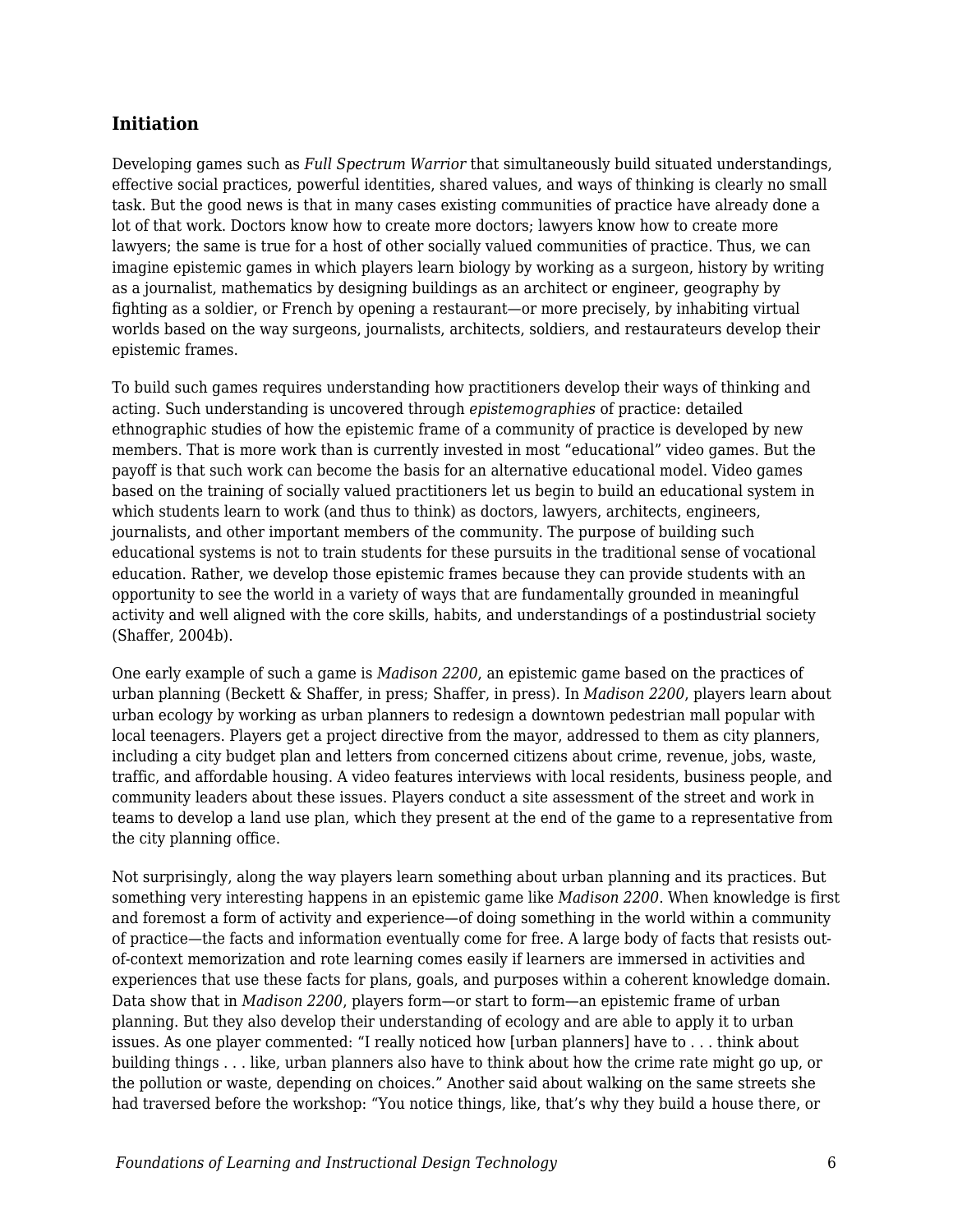## Initiation

Developing games such as *Full Spectrum Warrior* that simultaneously build situated understandings, effective social practices, powerful identities, shared values, and ways of thinking is clearly no small task. But the good news is that in many cases existing communities of practice have already done a lot of that work. Doctors know how to create more doctors; lawyers know how to create more lawyers; the same is true for a host of other socially valued communities of practice. Thus, we can imagine epistemic games in which players learn biology by working as a surgeon, history by writing as a journalist, mathematics by designing buildings as an architect or engineer, geography by fighting as a soldier, or French by opening a restaurant—or more precisely, by inhabiting virtual worlds based on the way surgeons, journalists, architects, soldiers, and restaurateurs develop their epistemic frames.

To build such games requires understanding how practitioners develop their ways of thinking and acting. Such understanding is uncovered through *epistemographies* of practice: detailed ethnographic studies of how the epistemic frame of a community of practice is developed by new members. That is more work than is currently invested in most "educational" video games. But the payoff is that such work can become the basis for an alternative educational model. Video games based on the training of socially valued practitioners let us begin to build an educational system in which students learn to work (and thus to think) as doctors, lawyers, architects, engineers, journalists, and other important members of the community. The purpose of building such educational systems is not to train students for these pursuits in the traditional sense of vocational education. Rather, we develop those epistemic frames because they can provide students with an opportunity to see the world in a variety of ways that are fundamentally grounded in meaningful activity and well aligned with the core skills, habits, and understandings of a postindustrial society (Shaffer, 2004b).

One early example of such a game is *Madison 2200*, an epistemic game based on the practices of urban planning (Beckett & Shaffer, in press; Shaffer, in press). In *Madison 2200*, players learn about urban ecology by working as urban planners to redesign a downtown pedestrian mall popular with local teenagers. Players get a project directive from the mayor, addressed to them as city planners, including a city budget plan and letters from concerned citizens about crime, revenue, jobs, waste, traffic, and affordable housing. A video features interviews with local residents, business people, and community leaders about these issues. Players conduct a site assessment of the street and work in teams to develop a land use plan, which they present at the end of the game to a representative from the city planning office.

Not surprisingly, along the way players learn something about urban planning and its practices. But something very interesting happens in an epistemic game like *Madison 2200*. When knowledge is first and foremost a form of activity and experience—of doing something in the world within a community of practice—the facts and information eventually come for free. A large body of facts that resists out-of-context memorization and rote learning comes easily if learners are immersed in activities and experiences that use these facts for plans, goals, and purposes within a coherent knowledge domain. Data show that in *Madison 2200*, players form—or start to form—an epistemic frame of urban planning. But they also develop their understanding of ecology and are able to apply it to urban issues. As one player commented: "I really noticed how [urban planners] have to . . . think about building things . . . like, urban planners also have to think about how the crime rate might go up, or the pollution or waste, depending on choices." Another said about walking on the same streets she had traversed before the workshop: "You notice things, like, that's why they build a house there, or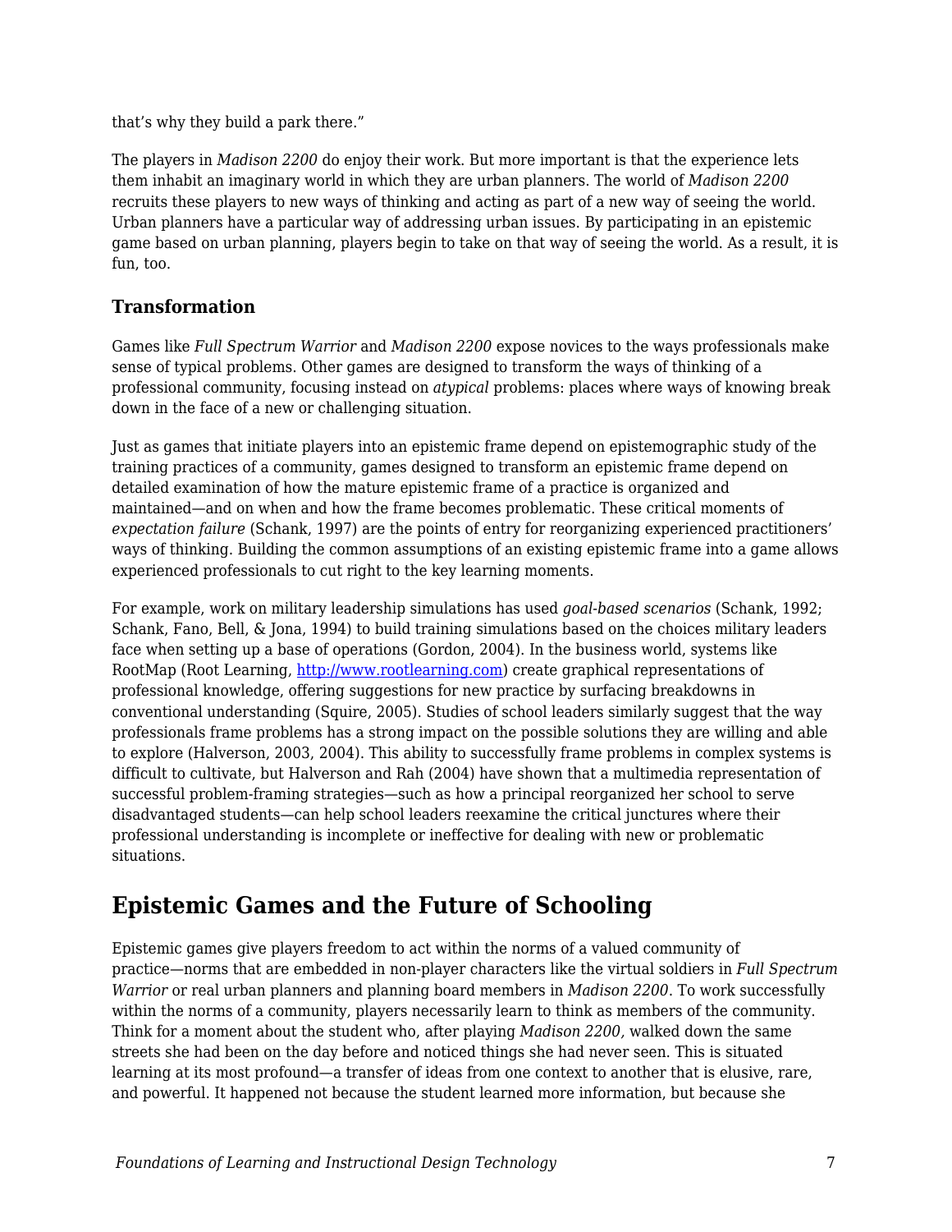that's why they build a park there."

The players in *Madison 2200* do enjoy their work. But more important is that the experience lets them inhabit an imaginary world in which they are urban planners. The world of *Madison 2200* recruits these players to new ways of thinking and acting as part of a new way of seeing the world. Urban planners have a particular way of addressing urban issues. By participating in an epistemic game based on urban planning, players begin to take on that way of seeing the world. As a result, it is fun, too.

### Transformation

Games like *Full Spectrum Warrior* and *Madison 2200* expose novices to the ways professionals make sense of typical problems. Other games are designed to transform the ways of thinking of a professional community, focusing instead on *atypical* problems: places where ways of knowing break down in the face of a new or challenging situation.

Just as games that initiate players into an epistemic frame depend on epistemographic study of the training practices of a community, games designed to transform an epistemic frame depend on detailed examination of how the mature epistemic frame of a practice is organized and maintained—and on when and how the frame becomes problematic. These critical moments of *expectation failure* (Schank, 1997) are the points of entry for reorganizing experienced practitioners' ways of thinking. Building the common assumptions of an existing epistemic frame into a game allows experienced professionals to cut right to the key learning moments.

For example, work on military leadership simulations has used *goal-based scenarios* (Schank, 1992; Schank, Fano, Bell, & Jona, 1994) to build training simulations based on the choices military leaders face when setting up a base of operations (Gordon, 2004). In the business world, systems like RootMap (Root Learning, [http://www.rootlearning.com](http://www.rootlearning.com)) create graphical representations of professional knowledge, offering suggestions for new practice by surfacing breakdowns in conventional understanding (Squire, 2005). Studies of school leaders similarly suggest that the way professionals frame problems has a strong impact on the possible solutions they are willing and able to explore (Halverson, 2003, 2004). This ability to successfully frame problems in complex systems is difficult to cultivate, but Halverson and Rah (2004) have shown that a multimedia representation of successful problem-framing strategies—such as how a principal reorganized her school to serve disadvantaged students—can help school leaders reexamine the critical junctures where their professional understanding is incomplete or ineffective for dealing with new or problematic situations.

## Epistemic Games and the Future of Schooling

Epistemic games give players freedom to act within the norms of a valued community of practice—norms that are embedded in non-player characters like the virtual soldiers in *Full Spectrum Warrior* or real urban planners and planning board members in *Madison 2200*. To work successfully within the norms of a community, players necessarily learn to think as members of the community. Think for a moment about the student who, after playing *Madison 2200,* walked down the same streets she had been on the day before and noticed things she had never seen. This is situated learning at its most profound—a transfer of ideas from one context to another that is elusive, rare, and powerful. It happened not because the student learned more information, but because she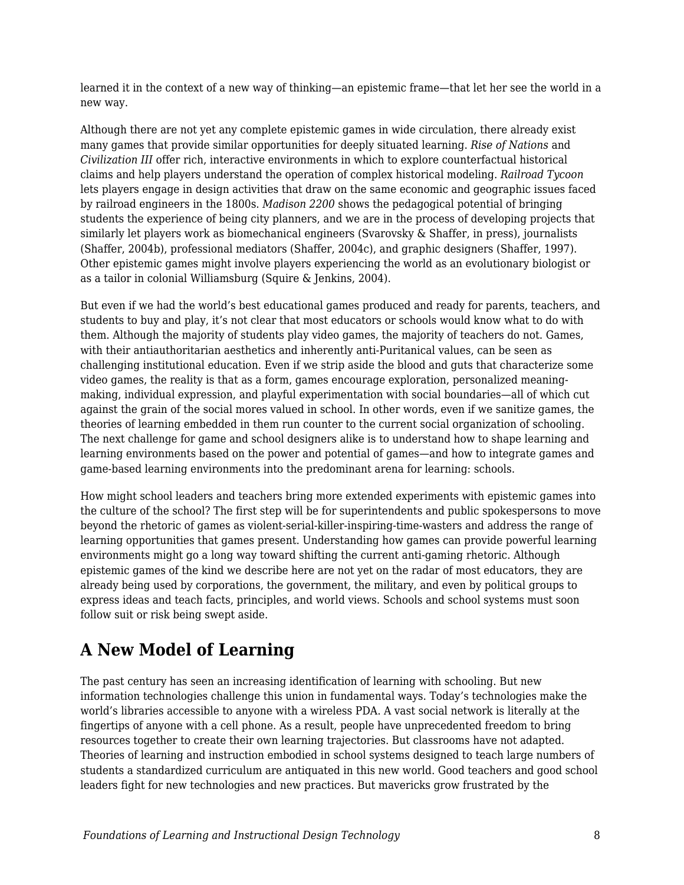learned it in the context of a new way of thinking—an epistemic frame—that let her see the world in a new way.

Although there are not yet any complete epistemic games in wide circulation, there already exist many games that provide similar opportunities for deeply situated learning. *Rise of Nations* and *Civilization III* offer rich, interactive environments in which to explore counterfactual historical claims and help players understand the operation of complex historical modeling. *Railroad Tycoon* lets players engage in design activities that draw on the same economic and geographic issues faced by railroad engineers in the 1800s. *Madison 2200* shows the pedagogical potential of bringing students the experience of being city planners, and we are in the process of developing projects that similarly let players work as biomechanical engineers (Svarovsky & Shaffer, in press), journalists (Shaffer, 2004b), professional mediators (Shaffer, 2004c), and graphic designers (Shaffer, 1997). Other epistemic games might involve players experiencing the world as an evolutionary biologist or as a tailor in colonial Williamsburg (Squire & Jenkins, 2004).

But even if we had the world's best educational games produced and ready for parents, teachers, and students to buy and play, it's not clear that most educators or schools would know what to do with them. Although the majority of students play video games, the majority of teachers do not. Games, with their antiauthoritarian aesthetics and inherently anti-Puritanical values, can be seen as challenging institutional education. Even if we strip aside the blood and guts that characterize some video games, the reality is that as a form, games encourage exploration, personalized meaning-making, individual expression, and playful experimentation with social boundaries—all of which cut against the grain of the social mores valued in school. In other words, even if we sanitize games, the theories of learning embedded in them run counter to the current social organization of schooling. The next challenge for game and school designers alike is to understand how to shape learning and learning environments based on the power and potential of games—and how to integrate games and game-based learning environments into the predominant arena for learning: schools.

How might school leaders and teachers bring more extended experiments with epistemic games into the culture of the school? The first step will be for superintendents and public spokespersons to move beyond the rhetoric of games as violent-serial-killer-inspiring-time-wasters and address the range of learning opportunities that games present. Understanding how games can provide powerful learning environments might go a long way toward shifting the current anti-gaming rhetoric. Although epistemic games of the kind we describe here are not yet on the radar of most educators, they are already being used by corporations, the government, the military, and even by political groups to express ideas and teach facts, principles, and world views. Schools and school systems must soon follow suit or risk being swept aside.

## A New Model of Learning

The past century has seen an increasing identification of learning with schooling. But new information technologies challenge this union in fundamental ways. Today's technologies make the world's libraries accessible to anyone with a wireless PDA. A vast social network is literally at the fingertips of anyone with a cell phone. As a result, people have unprecedented freedom to bring resources together to create their own learning trajectories. But classrooms have not adapted. Theories of learning and instruction embodied in school systems designed to teach large numbers of students a standardized curriculum are antiquated in this new world. Good teachers and good school leaders fight for new technologies and new practices. But mavericks grow frustrated by the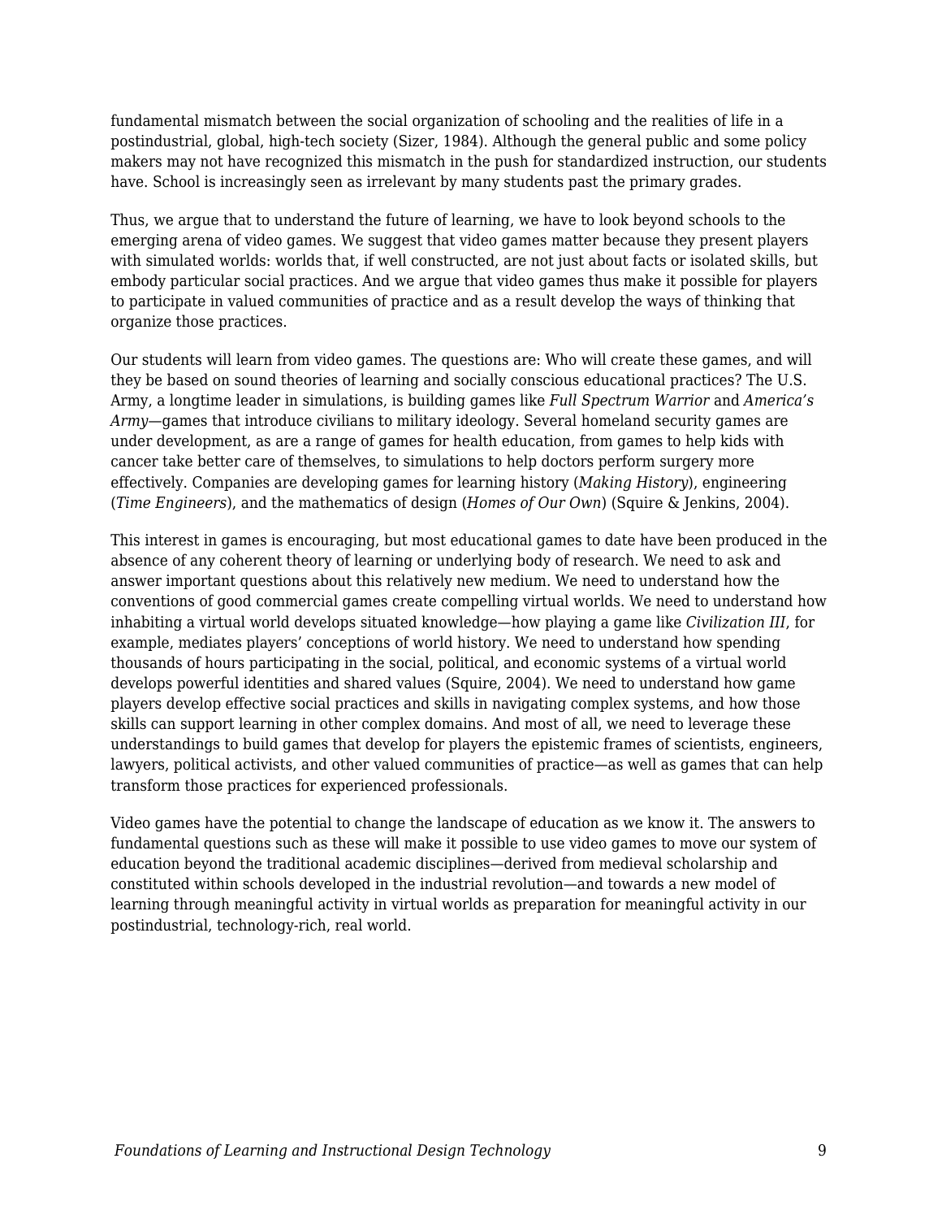fundamental mismatch between the social organization of schooling and the realities of life in a postindustrial, global, high-tech society (Sizer, 1984). Although the general public and some policy makers may not have recognized this mismatch in the push for standardized instruction, our students have. School is increasingly seen as irrelevant by many students past the primary grades.

Thus, we argue that to understand the future of learning, we have to look beyond schools to the emerging arena of video games. We suggest that video games matter because they present players with simulated worlds: worlds that, if well constructed, are not just about facts or isolated skills, but embody particular social practices. And we argue that video games thus make it possible for players to participate in valued communities of practice and as a result develop the ways of thinking that organize those practices.

Our students will learn from video games. The questions are: Who will create these games, and will they be based on sound theories of learning and socially conscious educational practices? The U.S. Army, a longtime leader in simulations, is building games like *Full Spectrum Warrior* and *America's Army*—games that introduce civilians to military ideology. Several homeland security games are under development, as are a range of games for health education, from games to help kids with cancer take better care of themselves, to simulations to help doctors perform surgery more effectively. Companies are developing games for learning history (*Making History*), engineering (*Time Engineers*), and the mathematics of design (*Homes of Our Own*) (Squire & Jenkins, 2004).

This interest in games is encouraging, but most educational games to date have been produced in the absence of any coherent theory of learning or underlying body of research. We need to ask and answer important questions about this relatively new medium. We need to understand how the conventions of good commercial games create compelling virtual worlds. We need to understand how inhabiting a virtual world develops situated knowledge—how playing a game like *Civilization III*, for example, mediates players' conceptions of world history. We need to understand how spending thousands of hours participating in the social, political, and economic systems of a virtual world develops powerful identities and shared values (Squire, 2004). We need to understand how game players develop effective social practices and skills in navigating complex systems, and how those skills can support learning in other complex domains. And most of all, we need to leverage these understandings to build games that develop for players the epistemic frames of scientists, engineers, lawyers, political activists, and other valued communities of practice—as well as games that can help transform those practices for experienced professionals.

Video games have the potential to change the landscape of education as we know it. The answers to fundamental questions such as these will make it possible to use video games to move our system of education beyond the traditional academic disciplines—derived from medieval scholarship and constituted within schools developed in the industrial revolution—and towards a new model of learning through meaningful activity in virtual worlds as preparation for meaningful activity in our postindustrial, technology-rich, real world.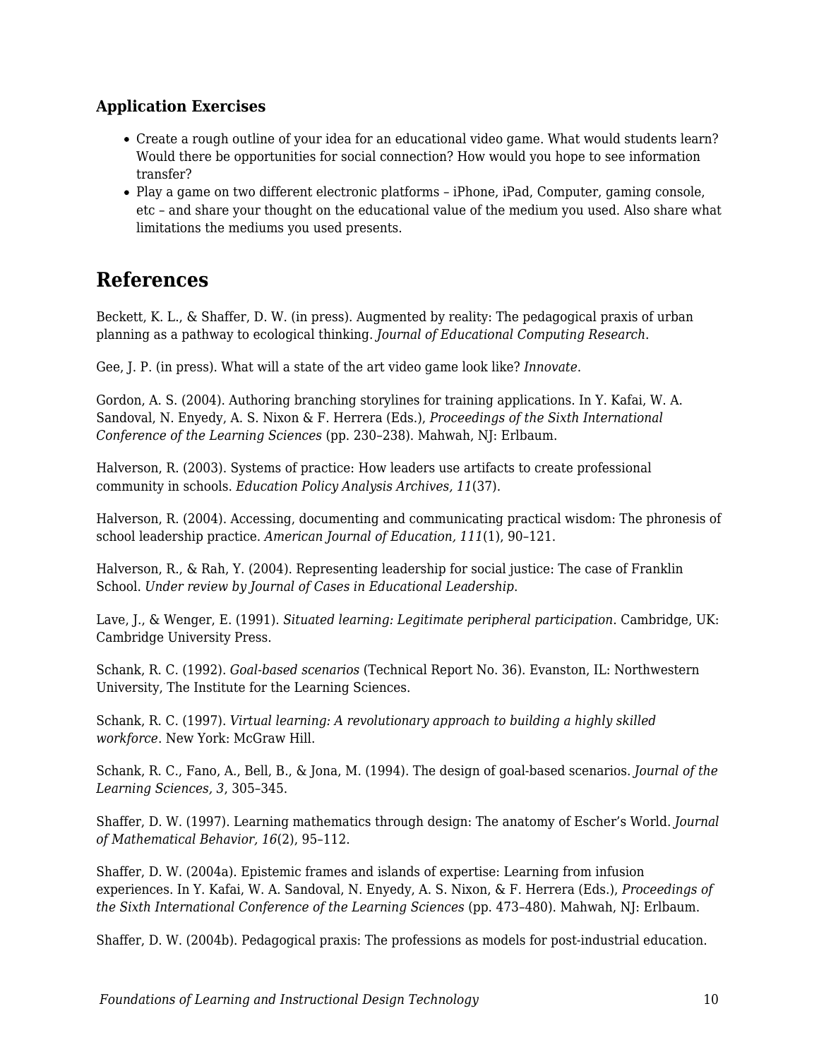### Application Exercises

- Create a rough outline of your idea for an educational video game. What would students learn? Would there be opportunities for social connection? How would you hope to see information transfer?
- Play a game on two different electronic platforms – iPhone, iPad, Computer, gaming console, etc – and share your thought on the educational value of the medium you used. Also share what limitations the mediums you used presents.

## References

Beckett, K. L., & Shaffer, D. W. (in press). Augmented by reality: The pedagogical praxis of urban planning as a pathway to ecological thinking. *Journal of Educational Computing Research*.

Gee, J. P. (in press). What will a state of the art video game look like? *Innovate*.

Gordon, A. S. (2004). Authoring branching storylines for training applications. In Y. Kafai, W. A. Sandoval, N. Enyedy, A. S. Nixon & F. Herrera (Eds.), *Proceedings of the Sixth International Conference of the Learning Sciences* (pp. 230–238). Mahwah, NJ: Erlbaum.

Halverson, R. (2003). Systems of practice: How leaders use artifacts to create professional community in schools. *Education Policy Analysis Archives, 11*(37).

Halverson, R. (2004). Accessing, documenting and communicating practical wisdom: The phronesis of school leadership practice. *American Journal of Education, 111*(1), 90–121.

Halverson, R., & Rah, Y. (2004). Representing leadership for social justice: The case of Franklin School. *Under review by Journal of Cases in Educational Leadership*.

Lave, J., & Wenger, E. (1991). *Situated learning: Legitimate peripheral participation*. Cambridge, UK: Cambridge University Press.

Schank, R. C. (1992). *Goal-based scenarios* (Technical Report No. 36). Evanston, IL: Northwestern University, The Institute for the Learning Sciences.

Schank, R. C. (1997). *Virtual learning: A revolutionary approach to building a highly skilled workforce*. New York: McGraw Hill.

Schank, R. C., Fano, A., Bell, B., & Jona, M. (1994). The design of goal-based scenarios. *Journal of the Learning Sciences, 3*, 305–345.

Shaffer, D. W. (1997). Learning mathematics through design: The anatomy of Escher's World. *Journal of Mathematical Behavior, 16*(2), 95–112.

Shaffer, D. W. (2004a). Epistemic frames and islands of expertise: Learning from infusion experiences. In Y. Kafai, W. A. Sandoval, N. Enyedy, A. S. Nixon, & F. Herrera (Eds.), *Proceedings of the Sixth International Conference of the Learning Sciences* (pp. 473–480). Mahwah, NJ: Erlbaum.

Shaffer, D. W. (2004b). Pedagogical praxis: The professions as models for post-industrial education.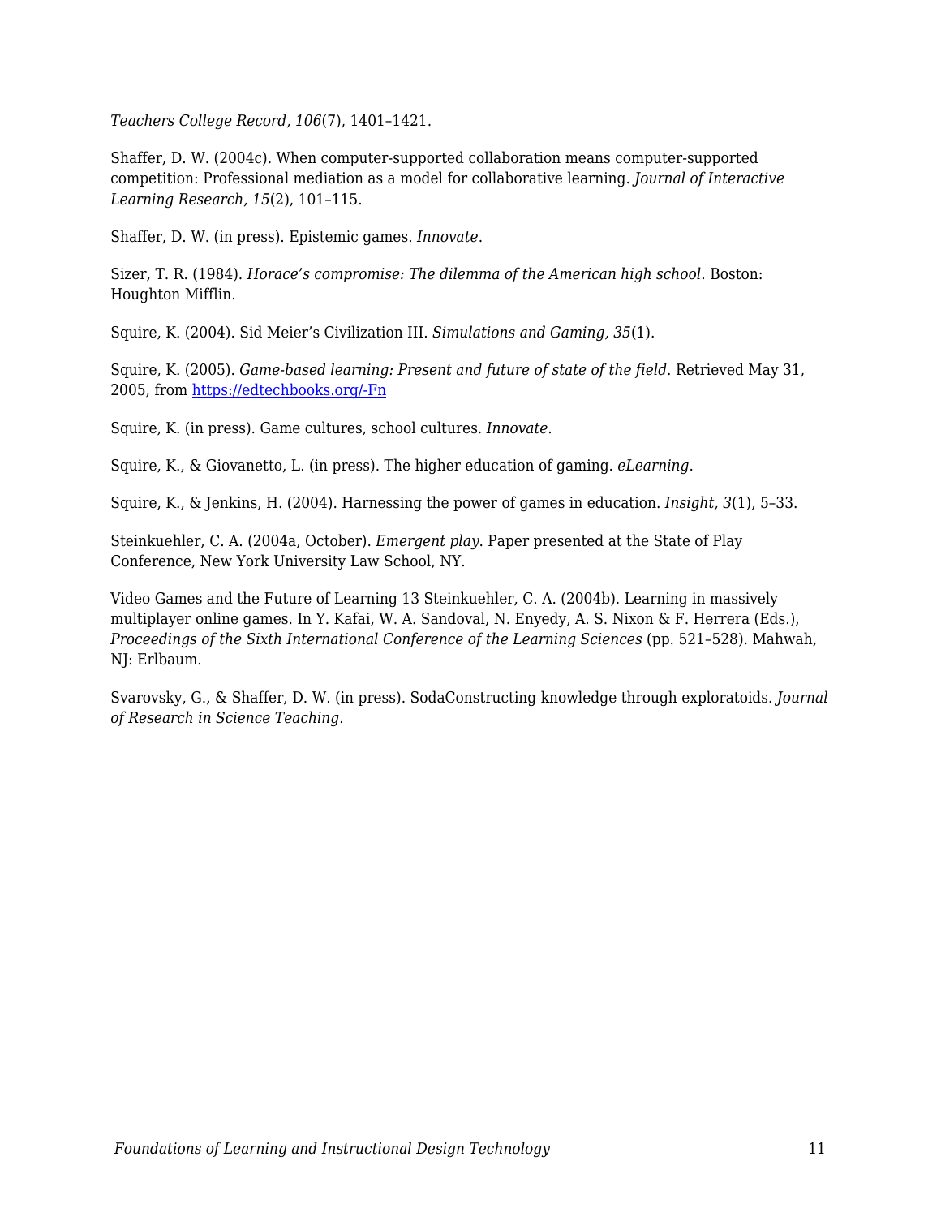*Teachers College Record, 106*(7), 1401–1421.

Shaffer, D. W. (2004c). When computer-supported collaboration means computer-supported competition: Professional mediation as a model for collaborative learning. *Journal of Interactive Learning Research, 15*(2), 101–115.

Shaffer, D. W. (in press). Epistemic games. *Innovate*.

Sizer, T. R. (1984). *Horace's compromise: The dilemma of the American high school*. Boston: Houghton Mifflin.

Squire, K. (2004). Sid Meier's Civilization III. *Simulations and Gaming, 35*(1).

Squire, K. (2005). *Game-based learning: Present and future of state of the field*. Retrieved May 31, 2005, from [https://edtechbooks.org/-Fn](https://edtechbooks.org/-Fn)

Squire, K. (in press). Game cultures, school cultures. *Innovate*.

Squire, K., & Giovanetto, L. (in press). The higher education of gaming. *eLearning*.

Squire, K., & Jenkins, H. (2004). Harnessing the power of games in education. *Insight, 3*(1), 5–33.

Steinkuehler, C. A. (2004a, October). *Emergent play*. Paper presented at the State of Play Conference, New York University Law School, NY.

Video Games and the Future of Learning 13 Steinkuehler, C. A. (2004b). Learning in massively multiplayer online games. In Y. Kafai, W. A. Sandoval, N. Enyedy, A. S. Nixon & F. Herrera (Eds.), *Proceedings of the Sixth International Conference of the Learning Sciences* (pp. 521–528). Mahwah, NJ: Erlbaum.

Svarovsky, G., & Shaffer, D. W. (in press). SodaConstructing knowledge through exploratoids. *Journal of Research in Science Teaching*.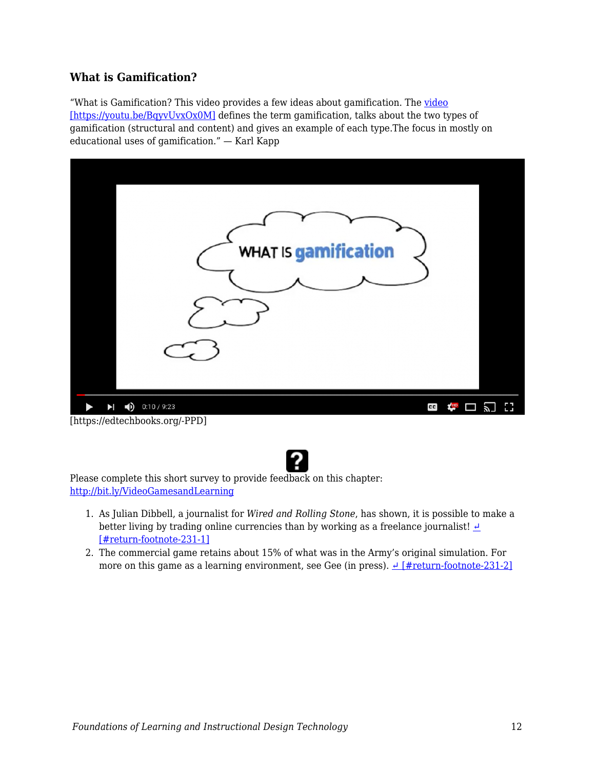### What is Gamification?

"What is Gamification? This video provides a few ideas about gamification. The video [https://youtu.be/BqyvUvxOx0M] defines the term gamification, talks about the two types of gamification (structural and content) and gives an example of each type.The focus in mostly on educational uses of gamification." — Karl Kapp

[https://edtechbooks.org/-PPD]

Please complete this short survey to provide feedback on this chapter: http://bit.ly/VideoGamesandLearning

1. As Julian Dibbell, a journalist for *Wired and Rolling Stone*, has shown, it is possible to make a better living by trading online currencies than by working as a freelance journalist! ↲ [#return-footnote-231-1]
2. The commercial game retains about 15% of what was in the Army's original simulation. For more on this game as a learning environment, see Gee (in press). ↲ [#return-footnote-231-2]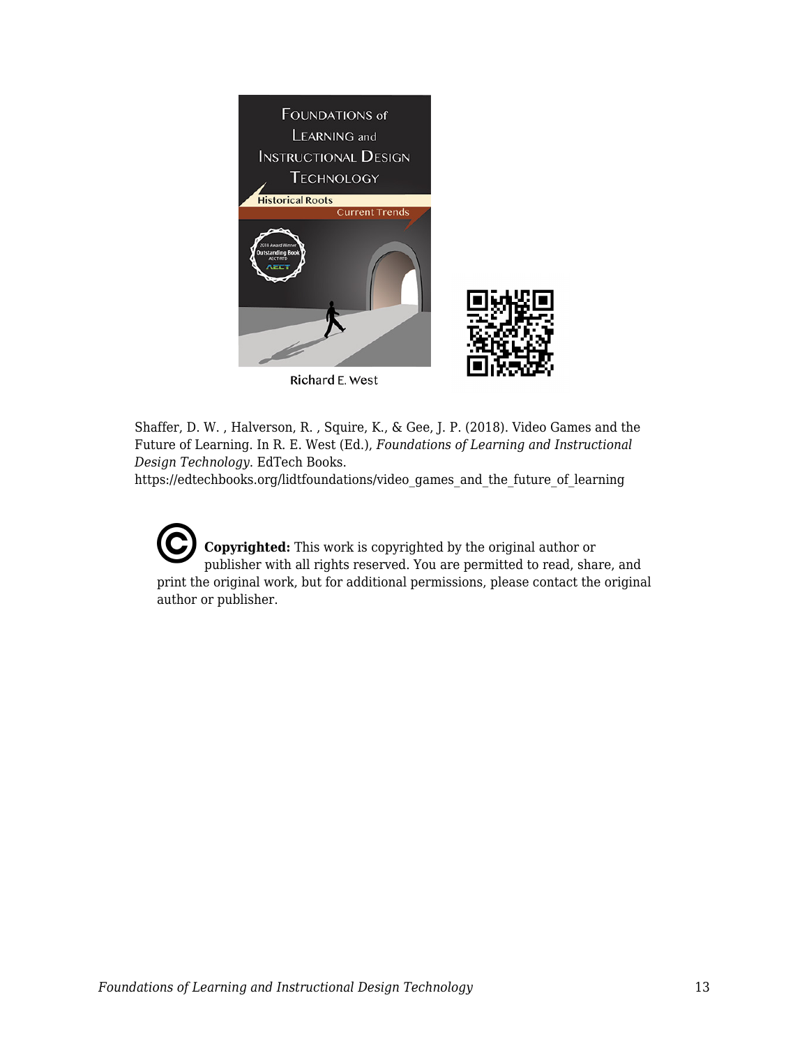Shaffer, D. W. , Halverson, R. , Squire, K., & Gee, J. P. (2018). Video Games and the Future of Learning. In R. E. West (Ed.), *Foundations of Learning and Instructional Design Technology*. EdTech Books. https://edtechbooks.org/lidtfoundations/video_games_and_the_future_of_learning

**Copyrighted:** This work is copyrighted by the original author or publisher with all rights reserved. You are permitted to read, share, and print the original work, but for additional permissions, please contact the original author or publisher.